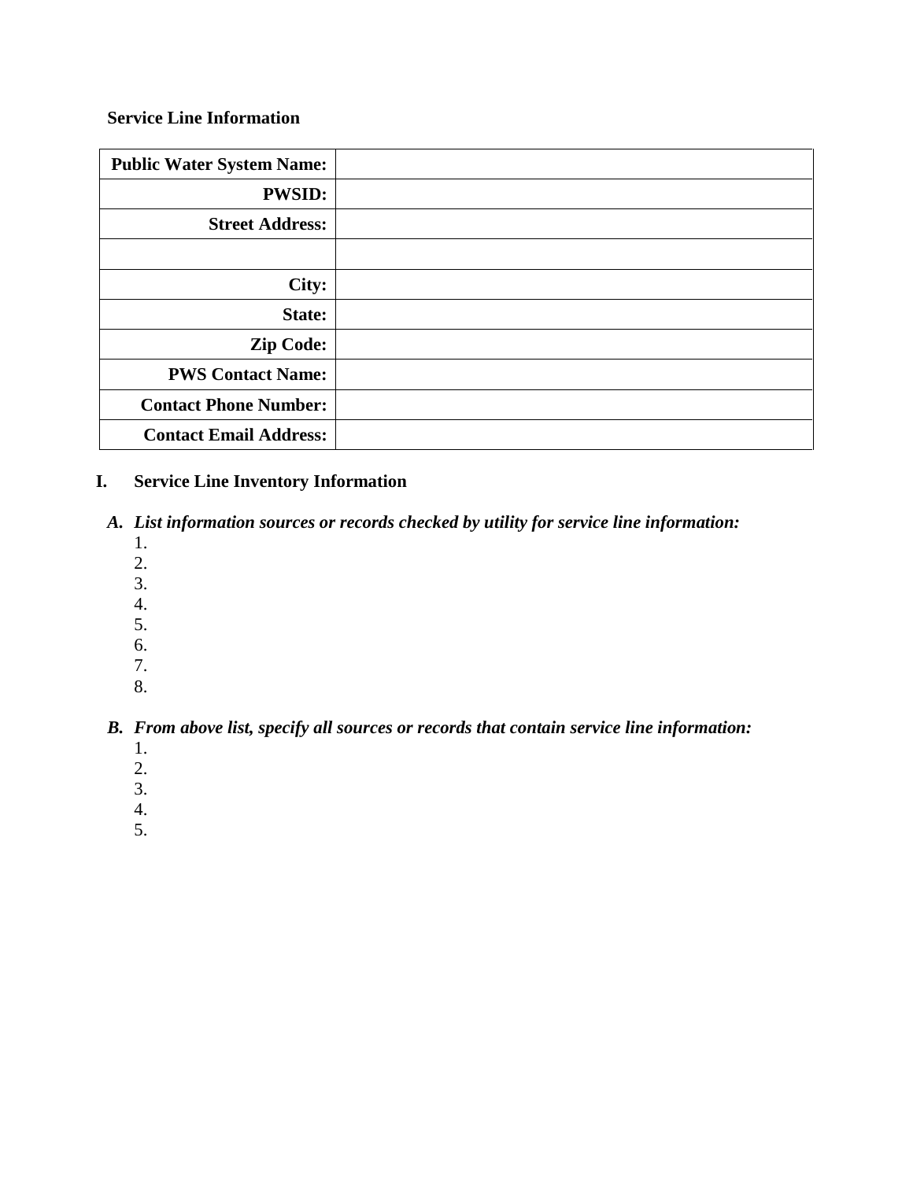**Service Line Information**

| Public Water System Name: | |
|---|---|
| PWSID: | |
| Street Address: | |
| | |
| City: | |
| State: | |
| Zip Code: | |
| PWS Contact Name: | |
| Contact Phone Number: | |
| Contact Email Address: | |

## I. Service Line Inventory Information

***A. List information sources or records checked by utility for service line information:***

1.
2.
3.
4.
5.
6.
7.
8.

***B. From above list, specify all sources or records that contain service line information:***

1.
2.
3.
4.
5.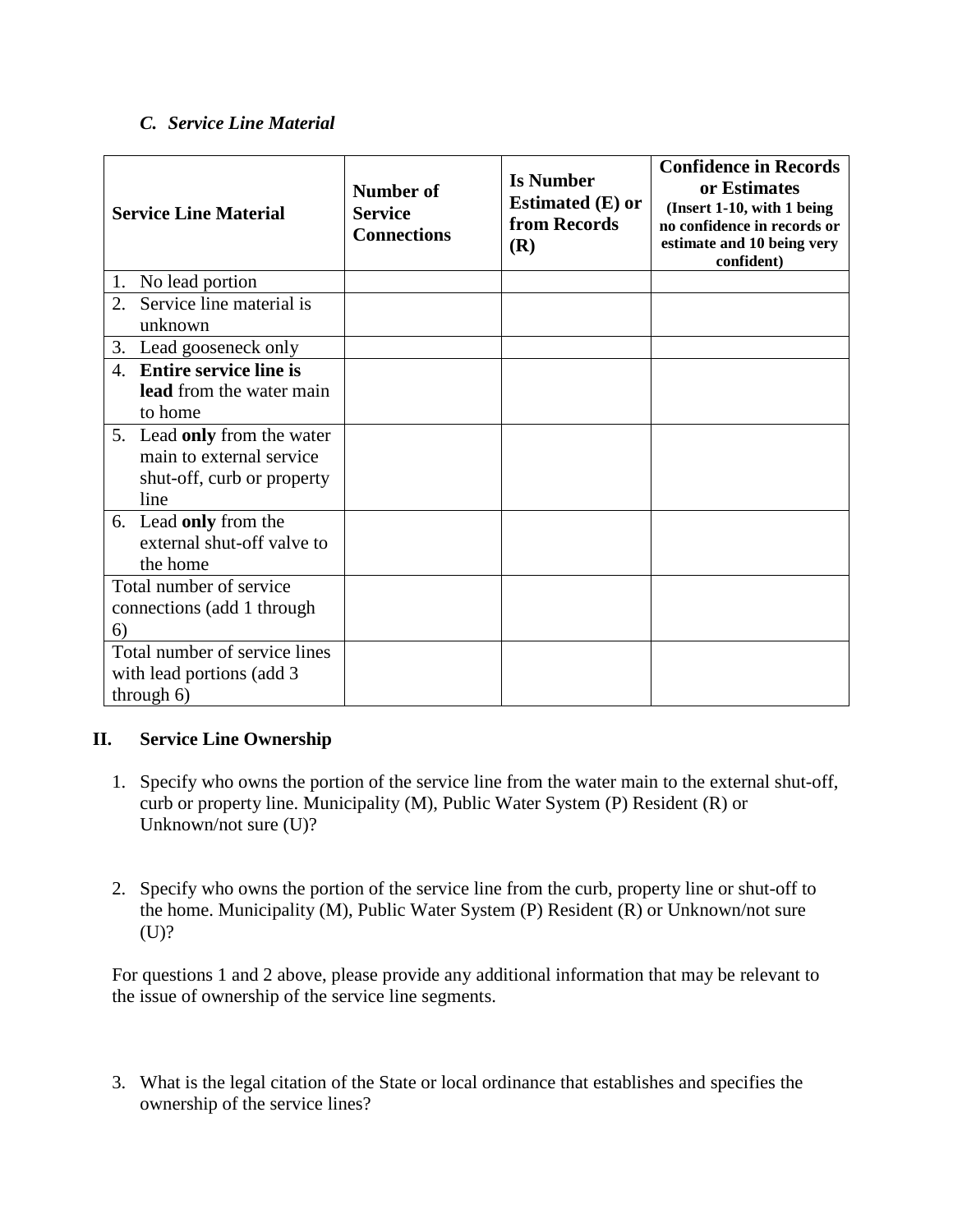### *C. Service Line Material*

| Service Line Material | Number of Service Connections | Is Number Estimated (E) or from Records (R) | Confidence in Records or Estimates (Insert 1-10, with 1 being no confidence in records or estimate and 10 being very confident) |
|---|---|---|---|
| 1. No lead portion | | | |
| 2. Service line material is unknown | | | |
| 3. Lead gooseneck only | | | |
| 4. **Entire service line is lead** from the water main to home | | | |
| 5. Lead **only** from the water main to external service shut-off, curb or property line | | | |
| 6. Lead **only** from the external shut-off valve to the home | | | |
| Total number of service connections (add 1 through 6) | | | |
| Total number of service lines with lead portions (add 3 through 6) | | | |

## II. Service Line Ownership

1. Specify who owns the portion of the service line from the water main to the external shut-off, curb or property line. Municipality (M), Public Water System (P) Resident (R) or Unknown/not sure (U)?

2. Specify who owns the portion of the service line from the curb, property line or shut-off to the home. Municipality (M), Public Water System (P) Resident (R) or Unknown/not sure (U)?

For questions 1 and 2 above, please provide any additional information that may be relevant to the issue of ownership of the service line segments.

3. What is the legal citation of the State or local ordinance that establishes and specifies the ownership of the service lines?